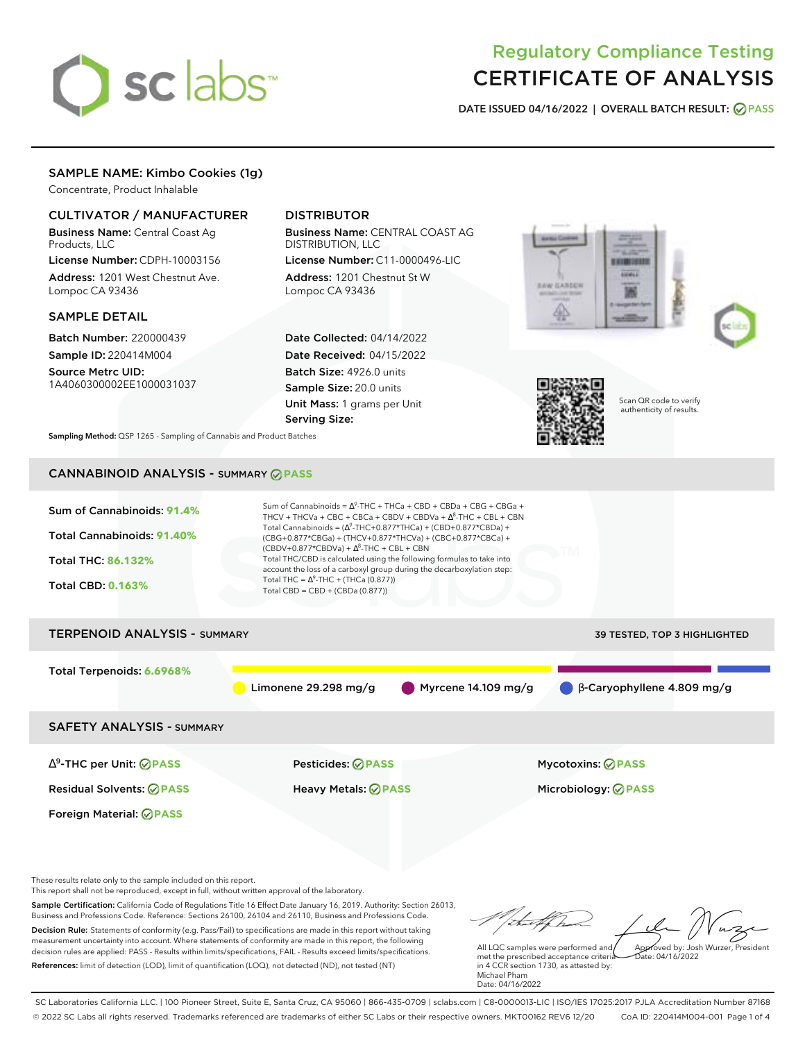# Regulatory Compliance Testing
# CERTIFICATE OF ANALYSIS

**DATE ISSUED 04/16/2022 | OVERALL BATCH RESULT: PASS**

## SAMPLE NAME: Kimbo Cookies (1g)

Concentrate, Product Inhalable

### CULTIVATOR / MANUFACTURER

**Business Name:** Central Coast Ag Products, LLC

**License Number:** CDPH-10003156

**Address:** 1201 West Chestnut Ave. Lompoc CA 93436

### DISTRIBUTOR

**Business Name:** CENTRAL COAST AG DISTRIBUTION, LLC

**License Number:** C11-0000496-LIC

**Address:** 1201 Chestnut St W Lompoc CA 93436

### SAMPLE DETAIL

**Batch Number:** 220000439

**Sample ID:** 220414M004

**Source Metrc UID:** 1A4060300002EE1000031037

**Date Collected:** 04/14/2022

**Date Received:** 04/15/2022

**Batch Size:** 4926.0 units

**Sample Size:** 20.0 units

**Unit Mass:** 1 grams per Unit

**Serving Size:**

Scan QR code to verify authenticity of results.

**Sampling Method:** QSP 1265 - Sampling of Cannabis and Product Batches

## CANNABINOID ANALYSIS - SUMMARY PASS

**Sum of Cannabinoids:** 91.4%

**Total Cannabinoids:** 91.40%

**Total THC:** 86.132%

**Total CBD:** 0.163%

Sum of Cannabinoids = $\Delta^9$-THC + THCa + CBD + CBDa + CBG + CBGa + THCV + THCVa + CBC + CBCa + CBDV + CBDVa + $\Delta^8$-THC + CBL + CBN

Total Cannabinoids = ($\Delta^9$-THC+0.877*THCa) + (CBD+0.877*CBDa) + (CBG+0.877*CBGa) + (THCV+0.877*THCVa) + (CBC+0.877*CBCa) + (CBDV+0.877*CBDVa) + $\Delta^8$-THC + CBL + CBN

Total THC/CBD is calculated using the following formulas to take into account the loss of a carboxyl group during the decarboxylation step:

Total THC = $\Delta^9$-THC + (THCa (0.877))

Total CBD = CBD + (CBDa (0.877))

## TERPENOID ANALYSIS - SUMMARY

39 TESTED, TOP 3 HIGHLIGHTED

**Total Terpenoids:** 6.6968%

Limonene 29.298 mg/g | Myrcene 14.109 mg/g | β-Caryophyllene 4.809 mg/g

## SAFETY ANALYSIS - SUMMARY

| | | |
|---|---|---|
| $\Delta^9$-THC per Unit: PASS | Pesticides: PASS | Mycotoxins: PASS |
| Residual Solvents: PASS | Heavy Metals: PASS | Microbiology: PASS |
| Foreign Material: PASS | | |

These results relate only to the sample included on this report.
This report shall not be reproduced, except in full, without written approval of the laboratory.

**Sample Certification:** California Code of Regulations Title 16 Effect Date January 16, 2019. Authority: Section 26013, Business and Professions Code. Reference: Sections 26100, 26104 and 26110, Business and Professions Code.

**Decision Rule:** Statements of conformity (e.g. Pass/Fail) to specifications are made in this report without taking measurement uncertainty into account. Where statements of conformity are made in this report, the following decision rules are applied: PASS - Results within limits/specifications, FAIL - Results exceed limits/specifications.

**References:** limit of detection (LOD), limit of quantification (LOQ), not detected (ND), not tested (NT)

All LQC samples were performed and met the prescribed acceptance criteria in 4 CCR section 1730, as attested by: Michael Pham
Date: 04/16/2022

Approved by: Josh Wurzer, President
Date: 04/16/2022

SC Laboratories California LLC. | 100 Pioneer Street, Suite E, Santa Cruz, CA 95060 | 866-435-0709 | sclabs.com | C8-0000013-LIC | ISO/IES 17025:2017 PJLA Accreditation Number 87168
© 2022 SC Labs all rights reserved. Trademarks referenced are trademarks of either SC Labs or their respective owners. MKT00162 REV6 12/20 CoA ID: 220414M004-001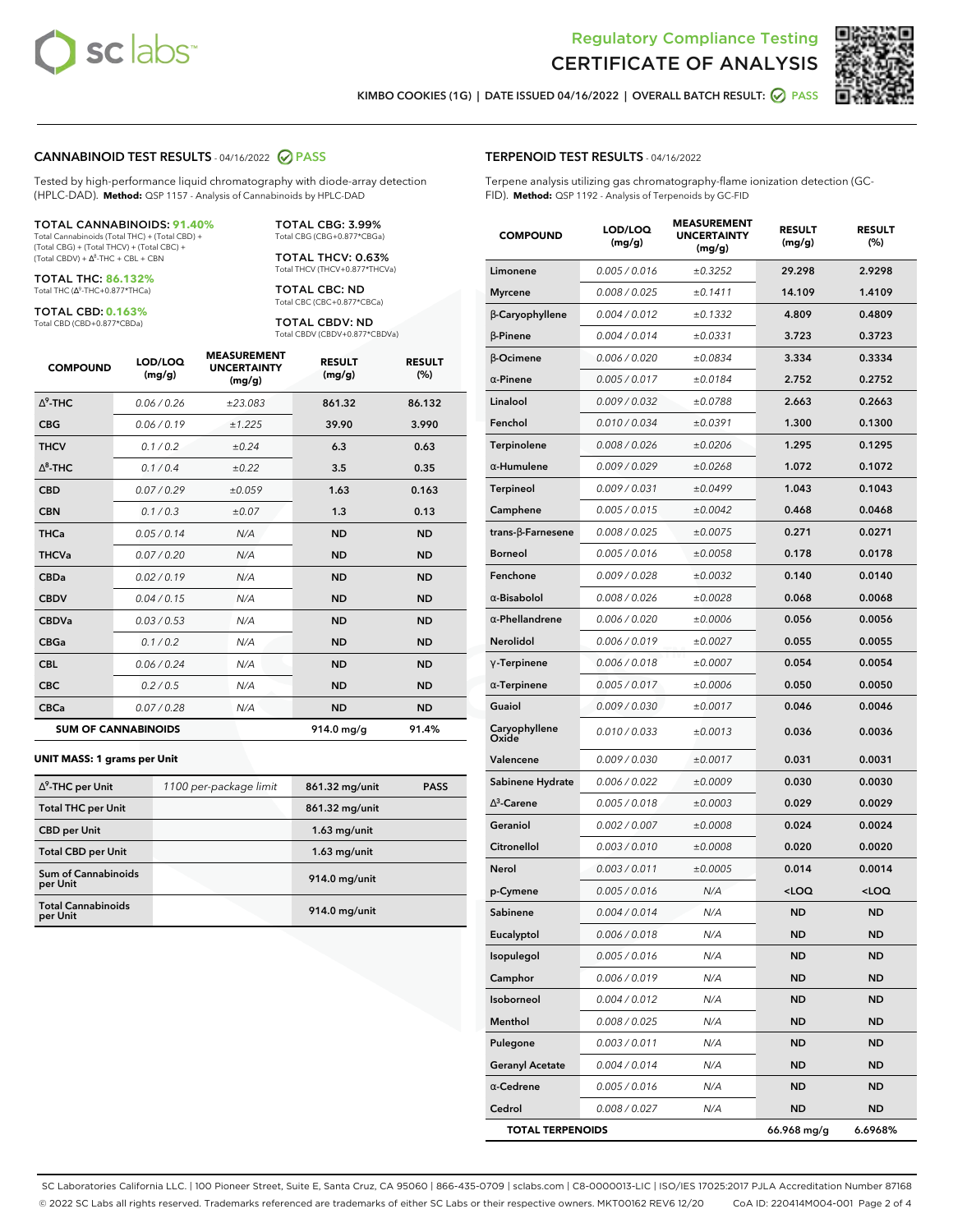# Regulatory Compliance Testing
# CERTIFICATE OF ANALYSIS

KIMBO COOKIES (1G) | DATE ISSUED 04/16/2022 | OVERALL BATCH RESULT: PASS

## CANNABINOID TEST RESULTS - 04/16/2022 PASS

Tested by high-performance liquid chromatography with diode-array detection (HPLC-DAD). **Method:** QSP 1157 - Analysis of Cannabinoids by HPLC-DAD

**TOTAL CANNABINOIDS: 91.40%**
Total Cannabinoids (Total THC) + (Total CBD) + (Total CBG) + (Total THCV) + (Total CBC) + (Total CBDV) + $\Delta^8$-THC + CBL + CBN

**TOTAL THC: 86.132%**
Total THC ($\Delta^9$-THC+0.877*THCa)

**TOTAL CBD: 0.163%**
Total CBD (CBD+0.877*CBDa)

**TOTAL CBG: 3.99%**
Total CBG (CBG+0.877*CBGa)

**TOTAL THCV: 0.63%**
Total THCV (THCV+0.877*THCVa)

**TOTAL CBC: ND**
Total CBC (CBC+0.877*CBCa)

**TOTAL CBDV: ND**
Total CBDV (CBDV+0.877*CBDVa)

| COMPOUND | LOD/LOQ (mg/g) | MEASUREMENT UNCERTAINTY (mg/g) | RESULT (mg/g) | RESULT (%) |
|---|---|---|---|---|
| $\Delta^9$-THC | 0.06 / 0.26 | ±23.083 | 861.32 | 86.132 |
| CBG | 0.06 / 0.19 | ±1.225 | 39.90 | 3.990 |
| THCV | 0.1 / 0.2 | ±0.24 | 6.3 | 0.63 |
| $\Delta^8$-THC | 0.1 / 0.4 | ±0.22 | 3.5 | 0.35 |
| CBD | 0.07 / 0.29 | ±0.059 | 1.63 | 0.163 |
| CBN | 0.1 / 0.3 | ±0.07 | 1.3 | 0.13 |
| THCa | 0.05 / 0.14 | N/A | ND | ND |
| THCVa | 0.07 / 0.20 | N/A | ND | ND |
| CBDa | 0.02 / 0.19 | N/A | ND | ND |
| CBDV | 0.04 / 0.15 | N/A | ND | ND |
| CBDVa | 0.03 / 0.53 | N/A | ND | ND |
| CBGa | 0.1 / 0.2 | N/A | ND | ND |
| CBL | 0.06 / 0.24 | N/A | ND | ND |
| CBC | 0.2 / 0.5 | N/A | ND | ND |
| CBCa | 0.07 / 0.28 | N/A | ND | ND |
| **SUM OF CANNABINOIDS** | | | 914.0 mg/g | 91.4% |

### UNIT MASS: 1 grams per Unit

| | | | |
|---|---|---|---|
| $\Delta^9$-THC per Unit | 1100 per-package limit | 861.32 mg/unit | PASS |
| Total THC per Unit | | 861.32 mg/unit | |
| CBD per Unit | | 1.63 mg/unit | |
| Total CBD per Unit | | 1.63 mg/unit | |
| Sum of Cannabinoids per Unit | | 914.0 mg/unit | |
| Total Cannabinoids per Unit | | 914.0 mg/unit | |

## TERPENOID TEST RESULTS - 04/16/2022

Terpene analysis utilizing gas chromatography-flame ionization detection (GC-FID). **Method:** QSP 1192 - Analysis of Terpenoids by GC-FID

| COMPOUND | LOD/LOQ (mg/g) | MEASUREMENT UNCERTAINTY (mg/g) | RESULT (mg/g) | RESULT (%) |
|---|---|---|---|---|
| Limonene | 0.005 / 0.016 | ±0.3252 | 29.298 | 2.9298 |
| Myrcene | 0.008 / 0.025 | ±0.1411 | 14.109 | 1.4109 |
| β-Caryophyllene | 0.004 / 0.012 | ±0.1332 | 4.809 | 0.4809 |
| β-Pinene | 0.004 / 0.014 | ±0.0331 | 3.723 | 0.3723 |
| β-Ocimene | 0.006 / 0.020 | ±0.0834 | 3.334 | 0.3334 |
| α-Pinene | 0.005 / 0.017 | ±0.0184 | 2.752 | 0.2752 |
| Linalool | 0.009 / 0.032 | ±0.0788 | 2.663 | 0.2663 |
| Fenchol | 0.010 / 0.034 | ±0.0391 | 1.300 | 0.1300 |
| Terpinolene | 0.008 / 0.026 | ±0.0206 | 1.295 | 0.1295 |
| α-Humulene | 0.009 / 0.029 | ±0.0268 | 1.072 | 0.1072 |
| Terpineol | 0.009 / 0.031 | ±0.0499 | 1.043 | 0.1043 |
| Camphene | 0.005 / 0.015 | ±0.0042 | 0.468 | 0.0468 |
| trans-β-Farnesene | 0.008 / 0.025 | ±0.0075 | 0.271 | 0.0271 |
| Borneol | 0.005 / 0.016 | ±0.0058 | 0.178 | 0.0178 |
| Fenchone | 0.009 / 0.028 | ±0.0032 | 0.140 | 0.0140 |
| α-Bisabolol | 0.008 / 0.026 | ±0.0028 | 0.068 | 0.0068 |
| α-Phellandrene | 0.006 / 0.020 | ±0.0006 | 0.056 | 0.0056 |
| Nerolidol | 0.006 / 0.019 | ±0.0027 | 0.055 | 0.0055 |
| γ-Terpinene | 0.006 / 0.018 | ±0.0007 | 0.054 | 0.0054 |
| α-Terpinene | 0.005 / 0.017 | ±0.0006 | 0.050 | 0.0050 |
| Guaiol | 0.009 / 0.030 | ±0.0017 | 0.046 | 0.0046 |
| Caryophyllene Oxide | 0.010 / 0.033 | ±0.0013 | 0.036 | 0.0036 |
| Valencene | 0.009 / 0.030 | ±0.0017 | 0.031 | 0.0031 |
| Sabinene Hydrate | 0.006 / 0.022 | ±0.0009 | 0.030 | 0.0030 |
| $\Delta^3$-Carene | 0.005 / 0.018 | ±0.0003 | 0.029 | 0.0029 |
| Geraniol | 0.002 / 0.007 | ±0.0008 | 0.024 | 0.0024 |
| Citronellol | 0.003 / 0.010 | ±0.0008 | 0.020 | 0.0020 |
| Nerol | 0.003 / 0.011 | ±0.0005 | 0.014 | 0.0014 |
| p-Cymene | 0.005 / 0.016 | N/A | <LOQ | <LOQ |
| Sabinene | 0.004 / 0.014 | N/A | ND | ND |
| Eucalyptol | 0.006 / 0.018 | N/A | ND | ND |
| Isopulegol | 0.005 / 0.016 | N/A | ND | ND |
| Camphor | 0.006 / 0.019 | N/A | ND | ND |
| Isoborneol | 0.004 / 0.012 | N/A | ND | ND |
| Menthol | 0.008 / 0.025 | N/A | ND | ND |
| Pulegone | 0.003 / 0.011 | N/A | ND | ND |
| Geranyl Acetate | 0.004 / 0.014 | N/A | ND | ND |
| α-Cedrene | 0.005 / 0.016 | N/A | ND | ND |
| Cedrol | 0.008 / 0.027 | N/A | ND | ND |
| **TOTAL TERPENOIDS** | | | 66.968 mg/g | 6.6968% |

SC Laboratories California LLC. | 100 Pioneer Street, Suite E, Santa Cruz, CA 95060 | 866-435-0709 | sclabs.com | C8-0000013-LIC | ISO/IES 17025:2017 PJLA Accreditation Number 87168
© 2022 SC Labs all rights reserved. Trademarks referenced are trademarks of either SC Labs or their respective owners. MKT00162 REV6 12/20 CoA ID: 220414M004-001